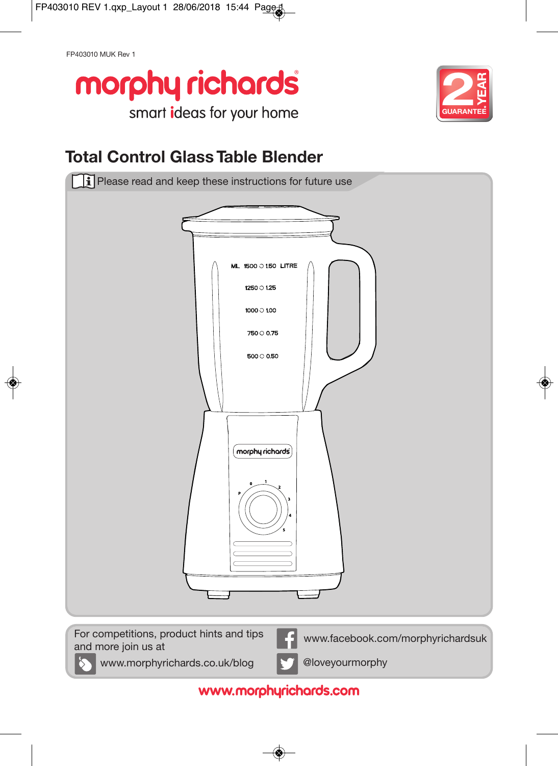FP403010 MUK Rev 1

morphy richards

smart ideas for your home

2 YEAR GUARANTEE

# Total Control Glass Table Blender

Please read and keep these instructions for future use

For competitions, product hints and tips and more join us at

www.morphyrichards.co.uk/blog

www.facebook.com/morphyrichardsuk

@loveyourmorphy

www.morphyrichards.com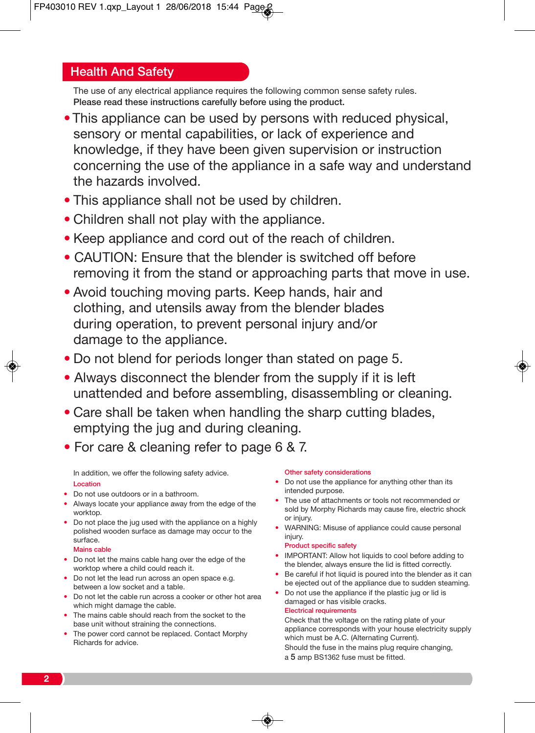## Health And Safety

The use of any electrical appliance requires the following common sense safety rules.
**Please read these instructions carefully before using the product.**

- This appliance can be used by persons with reduced physical, sensory or mental capabilities, or lack of experience and knowledge, if they have been given supervision or instruction concerning the use of the appliance in a safe way and understand the hazards involved.
- This appliance shall not be used by children.
- Children shall not play with the appliance.
- Keep appliance and cord out of the reach of children.
- CAUTION: Ensure that the blender is switched off before removing it from the stand or approaching parts that move in use.
- Avoid touching moving parts. Keep hands, hair and clothing, and utensils away from the blender blades during operation, to prevent personal injury and/or damage to the appliance.
- Do not blend for periods longer than stated on page 5.
- Always disconnect the blender from the supply if it is left unattended and before assembling, disassembling or cleaning.
- Care shall be taken when handling the sharp cutting blades, emptying the jug and during cleaning.
- For care & cleaning refer to page 6 & 7.

In addition, we offer the following safety advice.

### Location

- Do not use outdoors or in a bathroom.
- Always locate your appliance away from the edge of the worktop.
- Do not place the jug used with the appliance on a highly polished wooden surface as damage may occur to the surface.

### Mains cable

- Do not let the mains cable hang over the edge of the worktop where a child could reach it.
- Do not let the lead run across an open space e.g. between a low socket and a table.
- Do not let the cable run across a cooker or other hot area which might damage the cable.
- The mains cable should reach from the socket to the base unit without straining the connections.
- The power cord cannot be replaced. Contact Morphy Richards for advice.

### Other safety considerations

- Do not use the appliance for anything other than its intended purpose.
- The use of attachments or tools not recommended or sold by Morphy Richards may cause fire, electric shock or injury.
- WARNING: Misuse of appliance could cause personal injury.

### Product specific safety

- IMPORTANT: Allow hot liquids to cool before adding to the blender, always ensure the lid is fitted correctly.
- Be careful if hot liquid is poured into the blender as it can be ejected out of the appliance due to sudden steaming.
- Do not use the appliance if the plastic jug or lid is damaged or has visible cracks.

### Electrical requirements

Check that the voltage on the rating plate of your appliance corresponds with your house electricity supply which must be A.C. (Alternating Current).
Should the fuse in the mains plug require changing, a 5 amp BS1362 fuse must be fitted.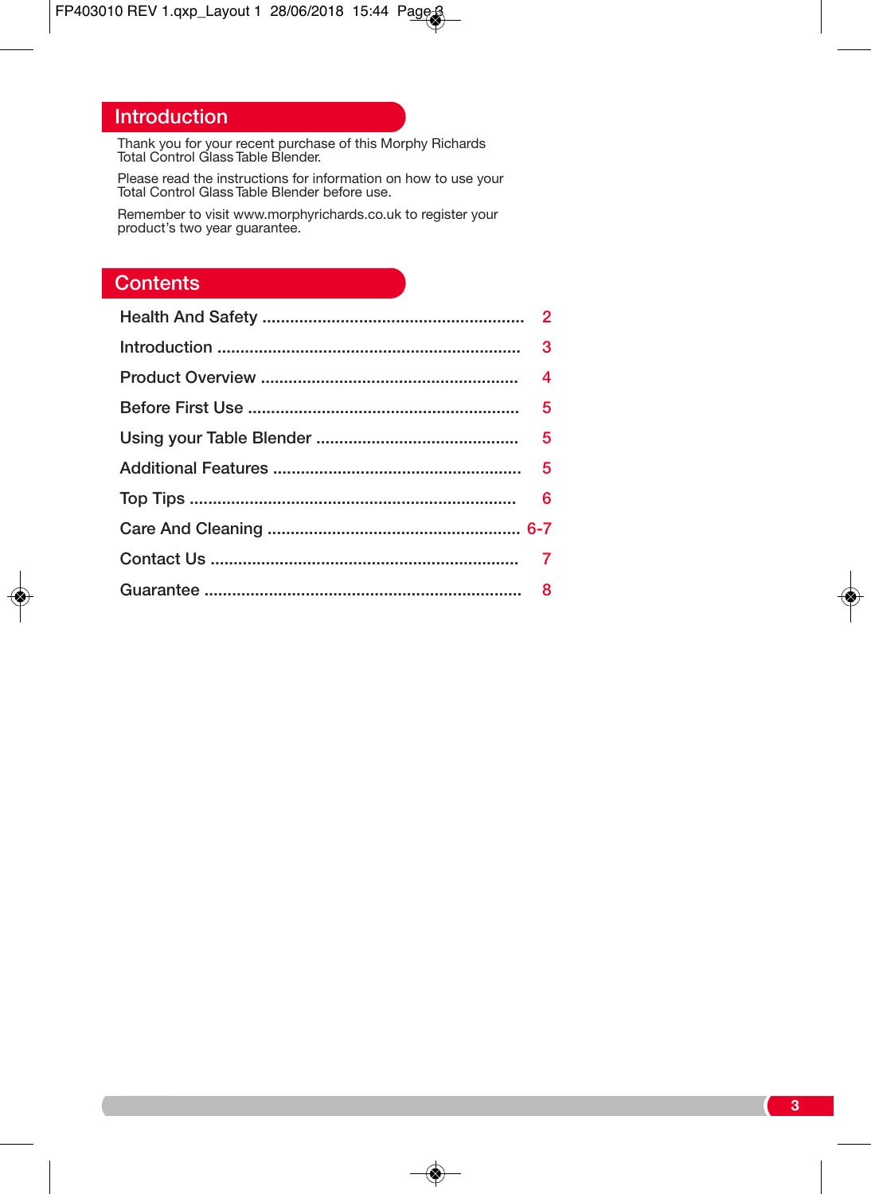## Introduction

Thank you for your recent purchase of this Morphy Richards Total Control Glass Table Blender.

Please read the instructions for information on how to use your Total Control Glass Table Blender before use.

Remember to visit www.morphyrichards.co.uk to register your product's two year guarantee.

## Contents

| Section | Page |
| --- | --- |
| Health And Safety | 2 |
| Introduction | 3 |
| Product Overview | 4 |
| Before First Use | 5 |
| Using your Table Blender | 5 |
| Additional Features | 5 |
| Top Tips | 6 |
| Care And Cleaning | 6-7 |
| Contact Us | 7 |
| Guarantee | 8 |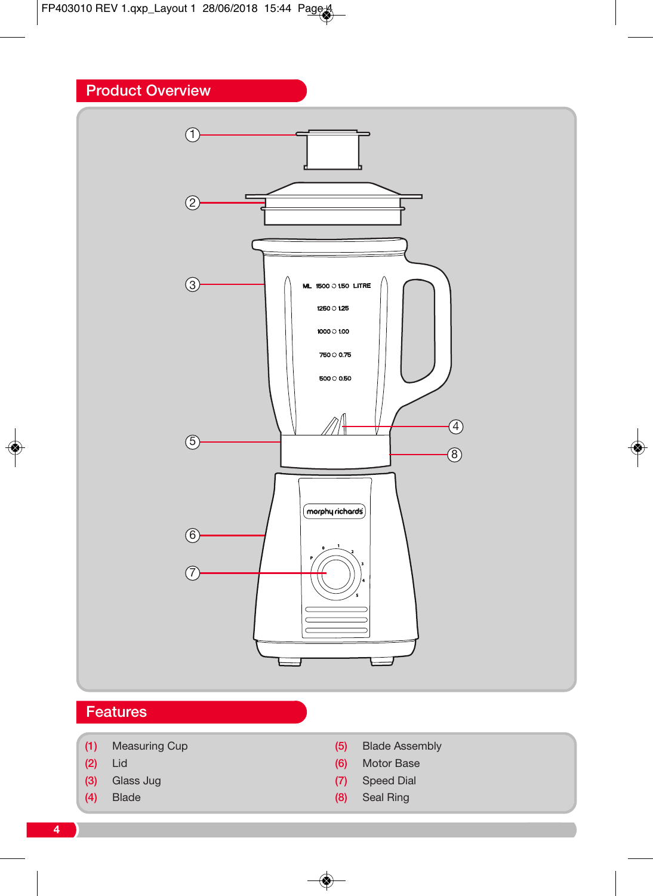## Product Overview

## Features

| | | | |
|---|---|---|---|
| (1) | Measuring Cup | (5) | Blade Assembly |
| (2) | Lid | (6) | Motor Base |
| (3) | Glass Jug | (7) | Speed Dial |
| (4) | Blade | (8) | Seal Ring |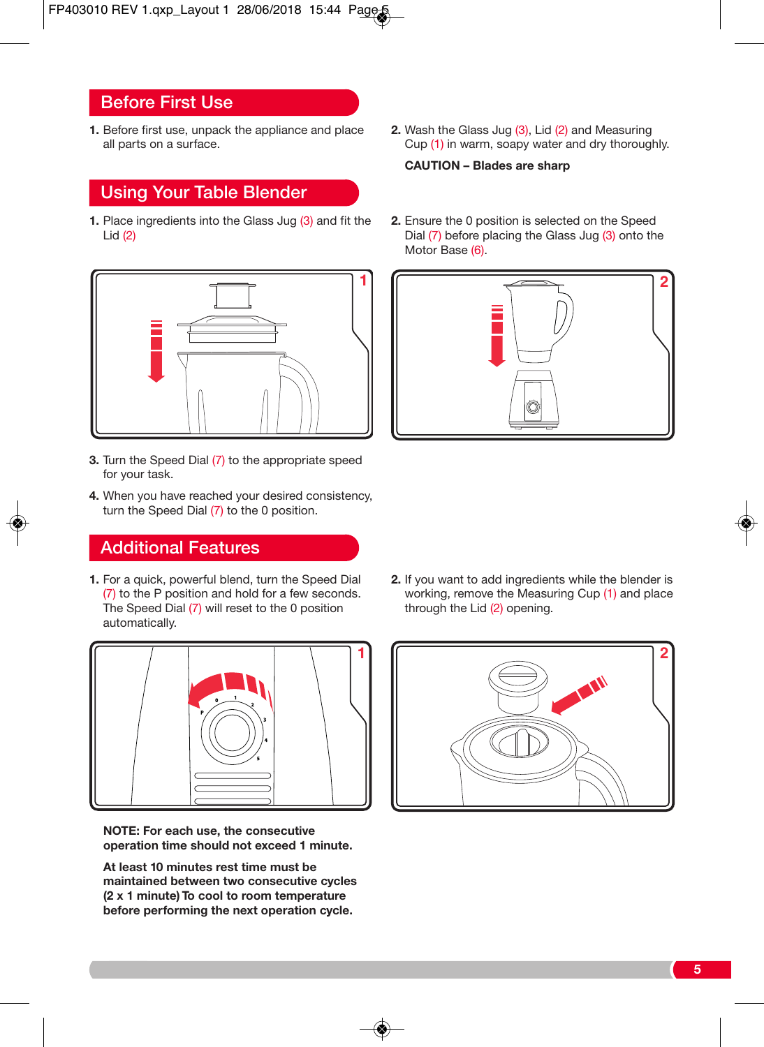## Before First Use

1. Before first use, unpack the appliance and place all parts on a surface.
2. Wash the Glass Jug (3), Lid (2) and Measuring Cup (1) in warm, soapy water and dry thoroughly.

**CAUTION – Blades are sharp**

## Using Your Table Blender

1. Place ingredients into the Glass Jug (3) and fit the Lid (2)
2. Ensure the 0 position is selected on the Speed Dial (7) before placing the Glass Jug (3) onto the Motor Base (6).
3. Turn the Speed Dial (7) to the appropriate speed for your task.
4. When you have reached your desired consistency, turn the Speed Dial (7) to the 0 position.

## Additional Features

1. For a quick, powerful blend, turn the Speed Dial (7) to the P position and hold for a few seconds. The Speed Dial (7) will reset to the 0 position automatically.
2. If you want to add ingredients while the blender is working, remove the Measuring Cup (1) and place through the Lid (2) opening.

**NOTE: For each use, the consecutive operation time should not exceed 1 minute.**

**At least 10 minutes rest time must be maintained between two consecutive cycles (2 x 1 minute) To cool to room temperature before performing the next operation cycle.**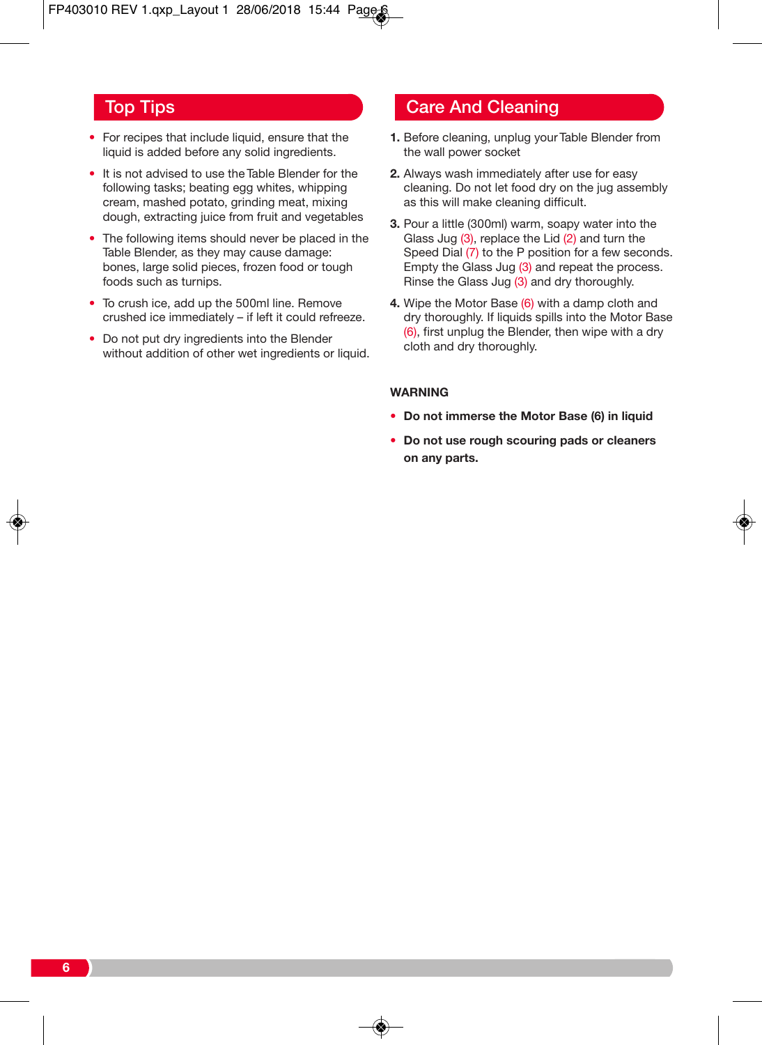## Top Tips

- For recipes that include liquid, ensure that the liquid is added before any solid ingredients.
- It is not advised to use the Table Blender for the following tasks; beating egg whites, whipping cream, mashed potato, grinding meat, mixing dough, extracting juice from fruit and vegetables
- The following items should never be placed in the Table Blender, as they may cause damage: bones, large solid pieces, frozen food or tough foods such as turnips.
- To crush ice, add up the 500ml line. Remove crushed ice immediately – if left it could refreeze.
- Do not put dry ingredients into the Blender without addition of other wet ingredients or liquid.

## Care And Cleaning

1. Before cleaning, unplug your Table Blender from the wall power socket
2. Always wash immediately after use for easy cleaning. Do not let food dry on the jug assembly as this will make cleaning difficult.
3. Pour a little (300ml) warm, soapy water into the Glass Jug (3), replace the Lid (2) and turn the Speed Dial (7) to the P position for a few seconds. Empty the Glass Jug (3) and repeat the process. Rinse the Glass Jug (3) and dry thoroughly.
4. Wipe the Motor Base (6) with a damp cloth and dry thoroughly. If liquids spills into the Motor Base (6), first unplug the Blender, then wipe with a dry cloth and dry thoroughly.

**WARNING**

- **Do not immerse the Motor Base (6) in liquid**
- **Do not use rough scouring pads or cleaners on any parts.**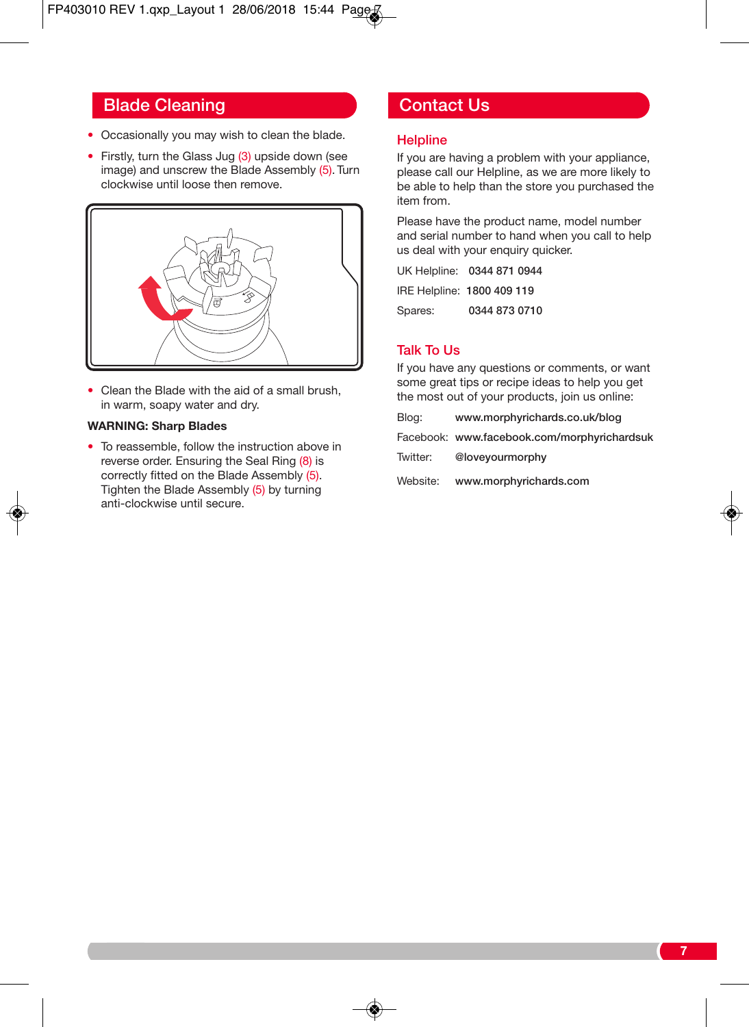## Blade Cleaning

- Occasionally you may wish to clean the blade.
- Firstly, turn the Glass Jug (3) upside down (see image) and unscrew the Blade Assembly (5). Turn clockwise until loose then remove.
- Clean the Blade with the aid of a small brush, in warm, soapy water and dry.

**WARNING: Sharp Blades**

- To reassemble, follow the instruction above in reverse order. Ensuring the Seal Ring (8) is correctly fitted on the Blade Assembly (5). Tighten the Blade Assembly (5) by turning anti-clockwise until secure.

## Contact Us

### Helpline

If you are having a problem with your appliance, please call our Helpline, as we are more likely to be able to help than the store you purchased the item from.

Please have the product name, model number and serial number to hand when you call to help us deal with your enquiry quicker.

UK Helpline: **0344 871 0944**

IRE Helpline: **1800 409 119**

Spares: **0344 873 0710**

### Talk To Us

If you have any questions or comments, or want some great tips or recipe ideas to help you get the most out of your products, join us online:

Blog: **www.morphyrichards.co.uk/blog**

Facebook: **www.facebook.com/morphyrichardsuk**

Twitter: **@loveyourmorphy**

Website: **www.morphyrichards.com**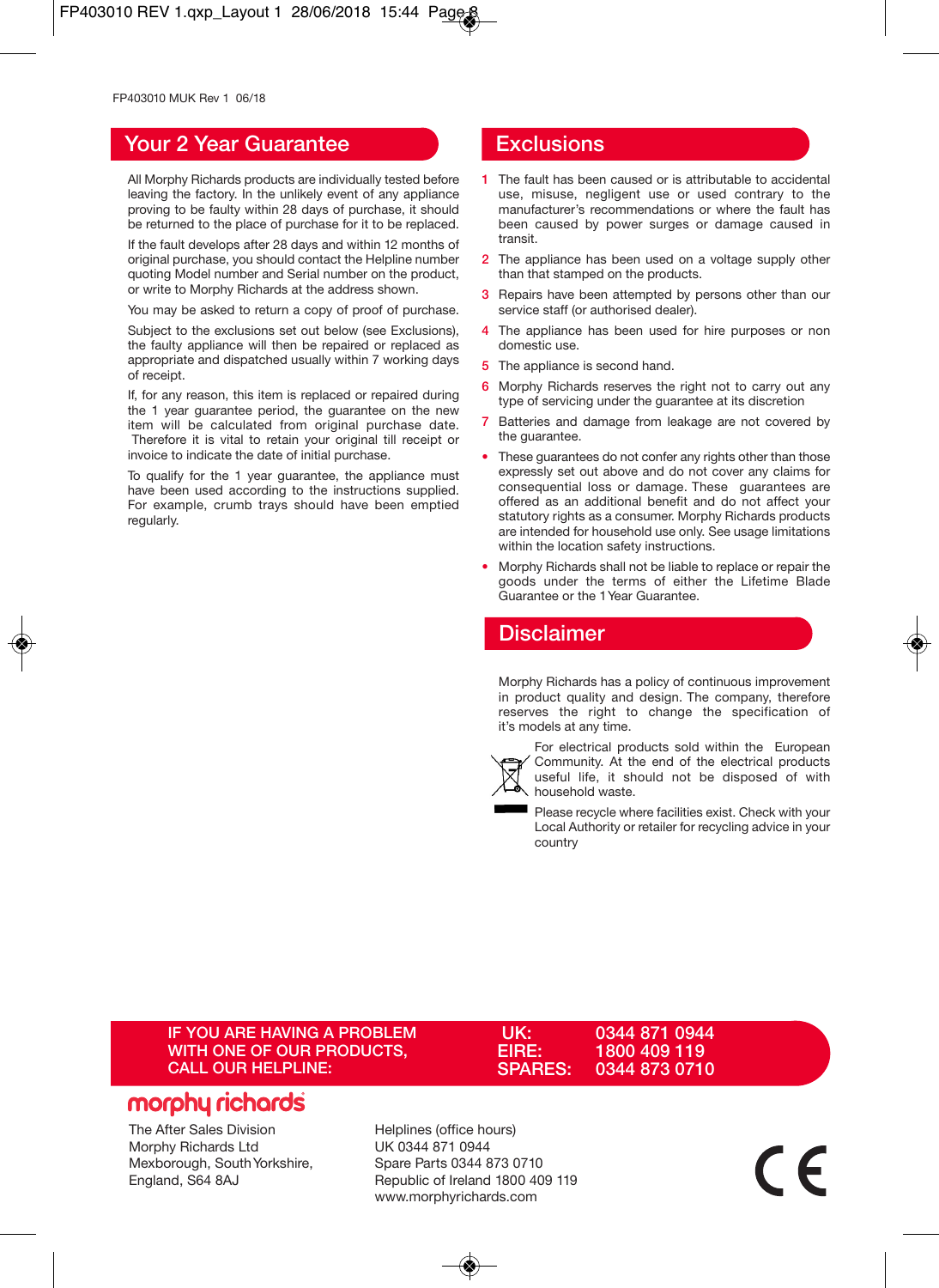FP403010 MUK Rev 1 06/18

## Your 2 Year Guarantee

All Morphy Richards products are individually tested before leaving the factory. In the unlikely event of any appliance proving to be faulty within 28 days of purchase, it should be returned to the place of purchase for it to be replaced.

If the fault develops after 28 days and within 12 months of original purchase, you should contact the Helpline number quoting Model number and Serial number on the product, or write to Morphy Richards at the address shown.

You may be asked to return a copy of proof of purchase.

Subject to the exclusions set out below (see Exclusions), the faulty appliance will then be repaired or replaced as appropriate and dispatched usually within 7 working days of receipt.

If, for any reason, this item is replaced or repaired during the 1 year guarantee period, the guarantee on the new item will be calculated from original purchase date. Therefore it is vital to retain your original till receipt or invoice to indicate the date of initial purchase.

To qualify for the 1 year guarantee, the appliance must have been used according to the instructions supplied. For example, crumb trays should have been emptied regularly.

## Exclusions

1. The fault has been caused or is attributable to accidental use, misuse, negligent use or used contrary to the manufacturer's recommendations or where the fault has been caused by power surges or damage caused in transit.
2. The appliance has been used on a voltage supply other than that stamped on the products.
3. Repairs have been attempted by persons other than our service staff (or authorised dealer).
4. The appliance has been used for hire purposes or non domestic use.
5. The appliance is second hand.
6. Morphy Richards reserves the right not to carry out any type of servicing under the guarantee at its discretion
7. Batteries and damage from leakage are not covered by the guarantee.

- These guarantees do not confer any rights other than those expressly set out above and do not cover any claims for consequential loss or damage. These guarantees are offered as an additional benefit and do not affect your statutory rights as a consumer. Morphy Richards products are intended for household use only. See usage limitations within the location safety instructions.
- Morphy Richards shall not be liable to replace or repair the goods under the terms of either the Lifetime Blade Guarantee or the 1 Year Guarantee.

## Disclaimer

Morphy Richards has a policy of continuous improvement in product quality and design. The company, therefore reserves the right to change the specification of it's models at any time.

For electrical products sold within the European Community. At the end of the electrical products useful life, it should not be disposed of with household waste.

Please recycle where facilities exist. Check with your Local Authority or retailer for recycling advice in your country

**IF YOU ARE HAVING A PROBLEM WITH ONE OF OUR PRODUCTS, CALL OUR HELPLINE:**

| | |
|---|---|
| **UK:** | **0344 871 0944** |
| **EIRE:** | **1800 409 119** |
| **SPARES:** | **0344 873 0710** |

morphy richards

The After Sales Division
Morphy Richards Ltd
Mexborough, South Yorkshire,
England, S64 8AJ

Helplines (office hours)
UK 0344 871 0944
Spare Parts 0344 873 0710
Republic of Ireland 1800 409 119
www.morphyrichards.com

CE